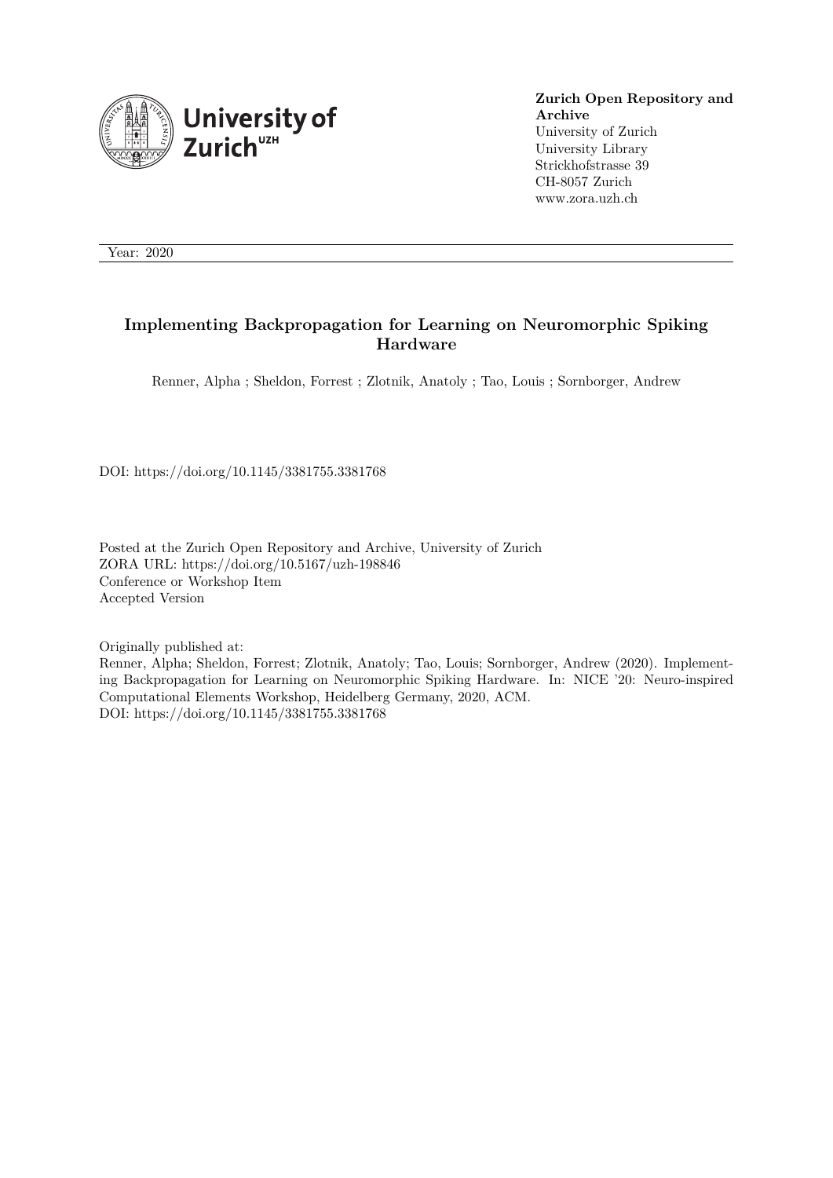**Zurich Open Repository and Archive**
University of Zurich
University Library
Strickhofstrasse 39
CH-8057 Zurich
www.zora.uzh.ch

Year: 2020

# Implementing Backpropagation for Learning on Neuromorphic Spiking Hardware

Renner, Alpha ; Sheldon, Forrest ; Zlotnik, Anatoly ; Tao, Louis ; Sornborger, Andrew

DOI: https://doi.org/10.1145/3381755.3381768

Posted at the Zurich Open Repository and Archive, University of Zurich
ZORA URL: https://doi.org/10.5167/uzh-198846
Conference or Workshop Item
Accepted Version

Originally published at:
Renner, Alpha; Sheldon, Forrest; Zlotnik, Anatoly; Tao, Louis; Sornborger, Andrew (2020). Implementing Backpropagation for Learning on Neuromorphic Spiking Hardware. In: NICE '20: Neuro-inspired Computational Elements Workshop, Heidelberg Germany, 2020, ACM.
DOI: https://doi.org/10.1145/3381755.3381768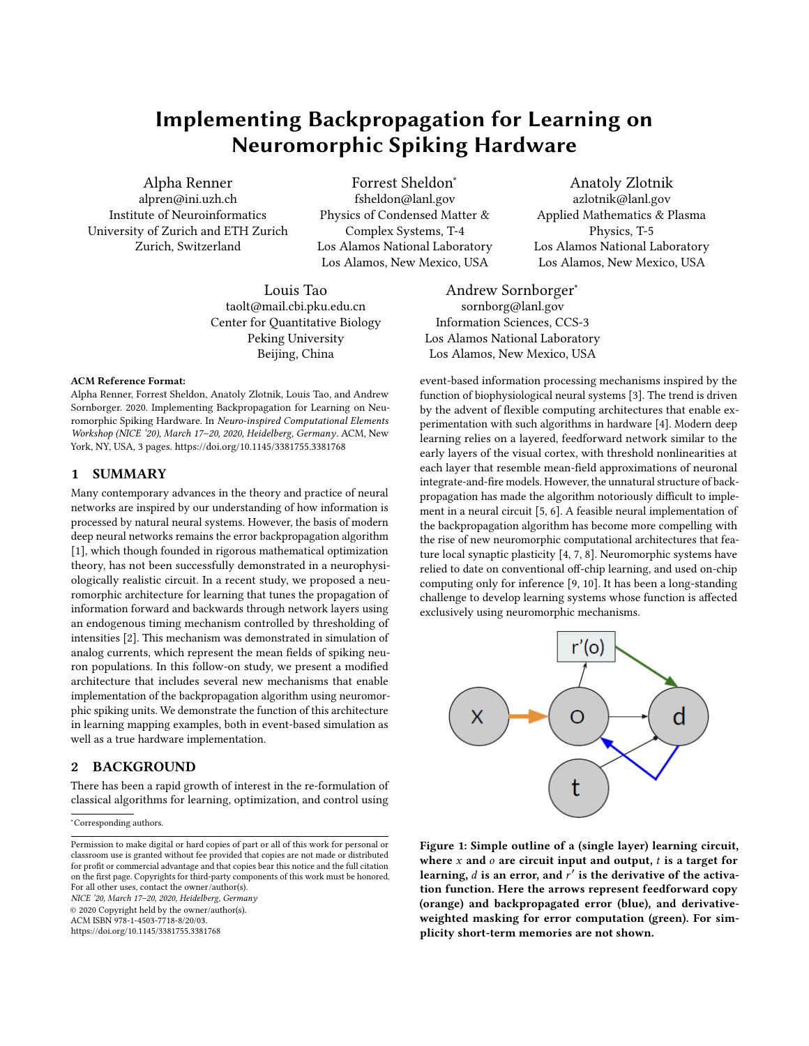# Implementing Backpropagation for Learning on Neuromorphic Spiking Hardware

Alpha Renner
alpren@ini.uzh.ch
Institute of Neuroinformatics
University of Zurich and ETH Zurich
Zurich, Switzerland

Forrest Sheldon*
fsheldon@lanl.gov
Physics of Condensed Matter & Complex Systems, T-4
Los Alamos National Laboratory
Los Alamos, New Mexico, USA

Anatoly Zlotnik
azlotnik@lanl.gov
Applied Mathematics & Plasma Physics, T-5
Los Alamos National Laboratory
Los Alamos, New Mexico, USA

Louis Tao
taolt@mail.cbi.pku.edu.cn
Center for Quantitative Biology
Peking University
Beijing, China

Andrew Sornborger*
sornborg@lanl.gov
Information Sciences, CCS-3
Los Alamos National Laboratory
Los Alamos, New Mexico, USA

**ACM Reference Format:**
Alpha Renner, Forrest Sheldon, Anatoly Zlotnik, Louis Tao, and Andrew Sornborger. 2020. Implementing Backpropagation for Learning on Neuromorphic Spiking Hardware. In *Neuro-inspired Computational Elements Workshop (NICE '20), March 17–20, 2020, Heidelberg, Germany*. ACM, New York, NY, USA, 3 pages. https://doi.org/10.1145/3381755.3381768

## 1 SUMMARY

Many contemporary advances in the theory and practice of neural networks are inspired by our understanding of how information is processed by natural neural systems. However, the basis of modern deep neural networks remains the error backpropagation algorithm [1], which though founded in rigorous mathematical optimization theory, has not been successfully demonstrated in a neurophysiologically realistic circuit. In a recent study, we proposed a neuromorphic architecture for learning that tunes the propagation of information forward and backwards through network layers using an endogenous timing mechanism controlled by thresholding of intensities [2]. This mechanism was demonstrated in simulation of analog currents, which represent the mean fields of spiking neuron populations. In this follow-on study, we present a modified architecture that includes several new mechanisms that enable implementation of the backpropagation algorithm using neuromorphic spiking units. We demonstrate the function of this architecture in learning mapping examples, both in event-based simulation as well as a true hardware implementation.

## 2 BACKGROUND

There has been a rapid growth of interest in the re-formulation of classical algorithms for learning, optimization, and control using event-based information processing mechanisms inspired by the function of biophysiological neural systems [3]. The trend is driven by the advent of flexible computing architectures that enable experimentation with such algorithms in hardware [4]. Modern deep learning relies on a layered, feedforward network similar to the early layers of the visual cortex, with threshold nonlinearities at each layer that resemble mean-field approximations of neuronal integrate-and-fire models. However, the unnatural structure of backpropagation has made the algorithm notoriously difficult to implement in a neural circuit [5, 6]. A feasible neural implementation of the backpropagation algorithm has become more compelling with the rise of new neuromorphic computational architectures that feature local synaptic plasticity [4, 7, 8]. Neuromorphic systems have relied to date on conventional off-chip learning, and used on-chip computing only for inference [9, 10]. It has been a long-standing challenge to develop learning systems whose function is affected exclusively using neuromorphic mechanisms.

r'(o)
x
o
d
t

**Figure 1: Simple outline of a (single layer) learning circuit, where $x$ and $o$ are circuit input and output, $t$ is a target for learning, $d$ is an error, and $r'$ is the derivative of the activation function. Here the arrows represent feedforward copy (orange) and backpropagated error (blue), and derivative-weighted masking for error computation (green). For simplicity short-term memories are not shown.**

*Corresponding authors.

Permission to make digital or hard copies of part or all of this work for personal or classroom use is granted without fee provided that copies are not made or distributed for profit or commercial advantage and that copies bear this notice and the full citation on the first page. Copyrights for third-party components of this work must be honored. For all other uses, contact the owner/author(s).
NICE '20, March 17–20, 2020, Heidelberg, Germany
© 2020 Copyright held by the owner/author(s).
ACM ISBN 978-1-4503-7718-8/20/03.
https://doi.org/10.1145/3381755.3381768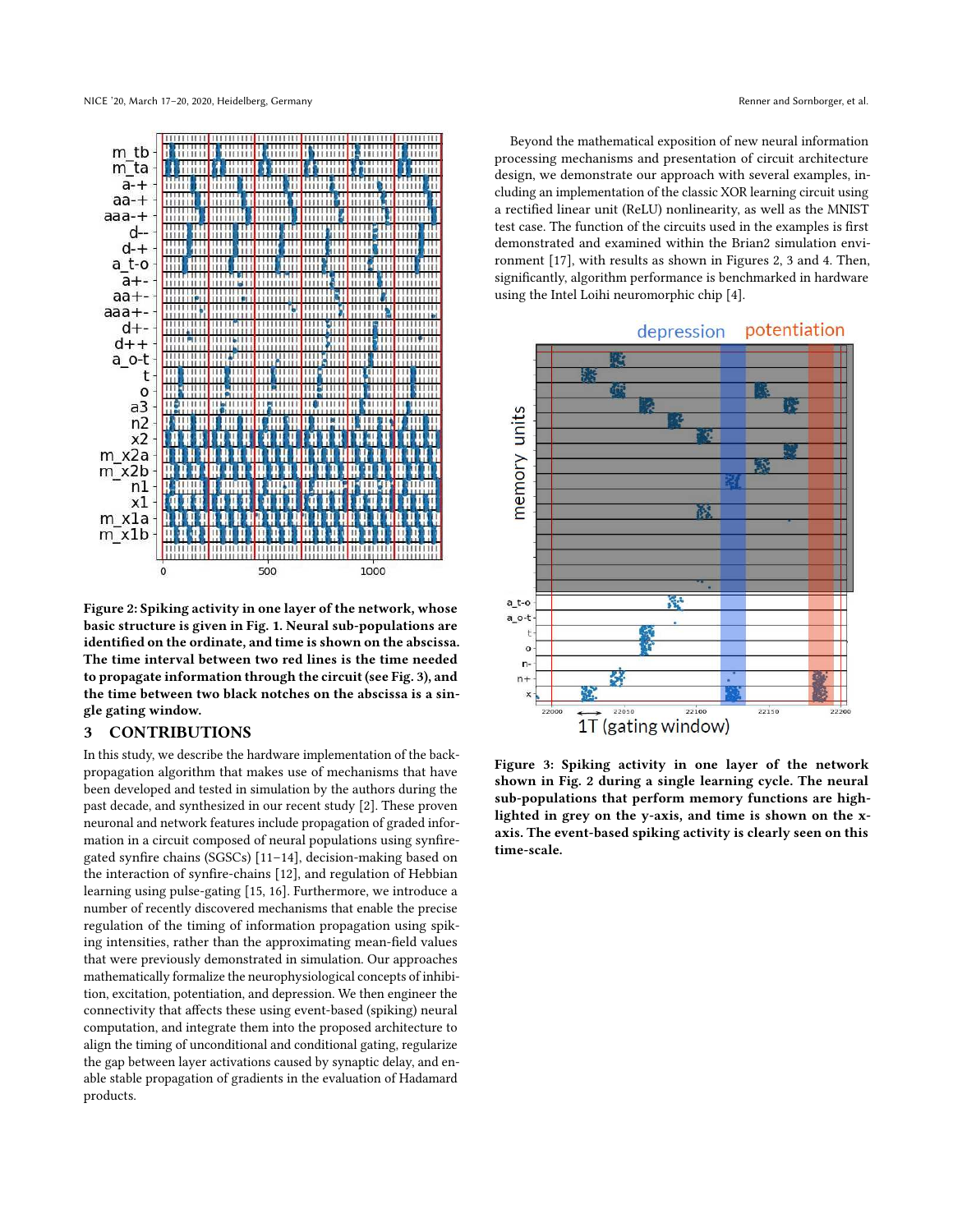m_tb
m_ta
a-+
aa-+
aaa-+
d--
d-+
a_t-o
a+-
aa+-
aaa+-
d+-
d++
a_o-t
t
o
a3
n2
x2
m_x2a
m_x2b
n1
x1
m_x1a
m_x1b

0
500
1000

**Figure 2: Spiking activity in one layer of the network, whose basic structure is given in Fig. 1. Neural sub-populations are identified on the ordinate, and time is shown on the abscissa. The time interval between two red lines is the time needed to propagate information through the circuit (see Fig. 3), and the time between two black notches on the abscissa is a single gating window.**

## 3 CONTRIBUTIONS

In this study, we describe the hardware implementation of the backpropagation algorithm that makes use of mechanisms that have been developed and tested in simulation by the authors during the past decade, and synthesized in our recent study [2]. These proven neuronal and network features include propagation of graded information in a circuit composed of neural populations using synfire-gated synfire chains (SGSCs) [11–14], decision-making based on the interaction of synfire-chains [12], and regulation of Hebbian learning using pulse-gating [15, 16]. Furthermore, we introduce a number of recently discovered mechanisms that enable the precise regulation of the timing of information propagation using spiking intensities, rather than the approximating mean-field values that were previously demonstrated in simulation. Our approaches mathematically formalize the neurophysiological concepts of inhibition, excitation, potentiation, and depression. We then engineer the connectivity that affects these using event-based (spiking) neural computation, and integrate them into the proposed architecture to align the timing of unconditional and conditional gating, regularize the gap between layer activations caused by synaptic delay, and enable stable propagation of gradients in the evaluation of Hadamard products.

Beyond the mathematical exposition of new neural information processing mechanisms and presentation of circuit architecture design, we demonstrate our approach with several examples, including an implementation of the classic XOR learning circuit using a rectified linear unit (ReLU) nonlinearity, as well as the MNIST test case. The function of the circuits used in the examples is first demonstrated and examined within the Brian2 simulation environment [17], with results as shown in Figures 2, 3 and 4. Then, significantly, algorithm performance is benchmarked in hardware using the Intel Loihi neuromorphic chip [4].

depression
potentiation
memory units
a_t-o
a_o-t
t
o
n-
n+
x
22000
22050
22100
22150
22200
1T (gating window)

**Figure 3: Spiking activity in one layer of the network shown in Fig. 2 during a single learning cycle. The neural sub-populations that perform memory functions are highlighted in grey on the y-axis, and time is shown on the x-axis. The event-based spiking activity is clearly seen on this time-scale.**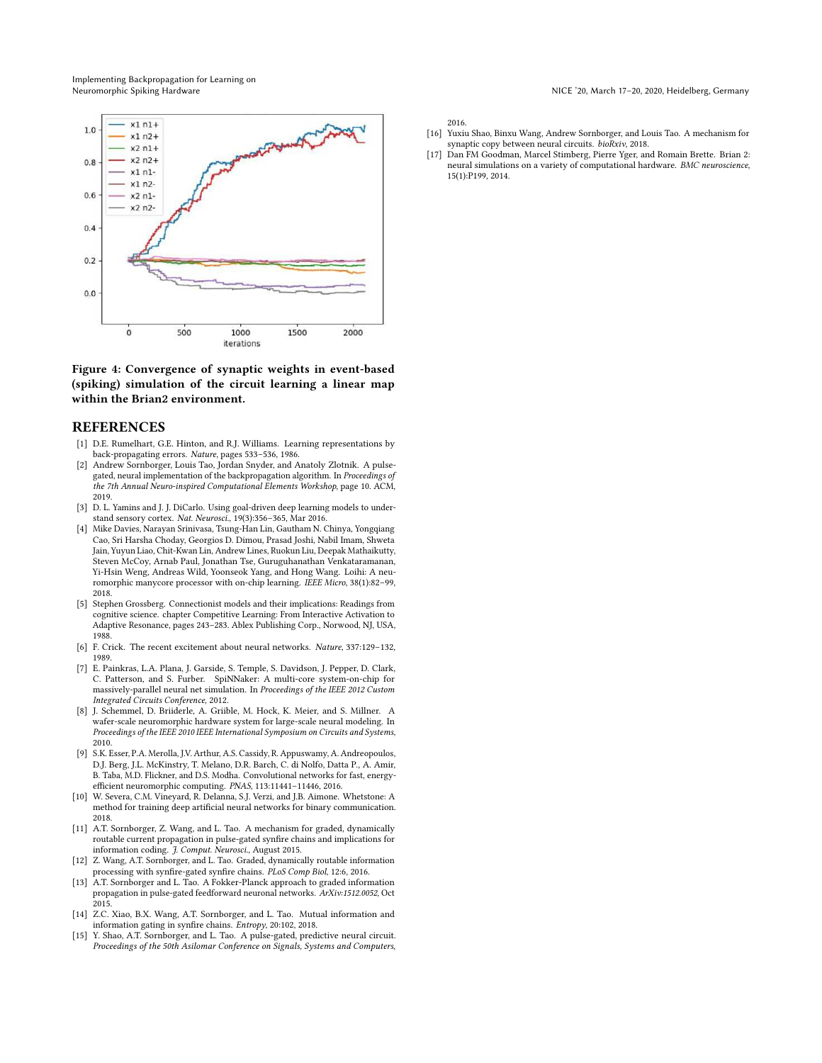1.0
0.8
0.6
0.4
0.2
0.0

0
500
1000
1500
2000
iterations

x1 n1+
x1 n2+
x2 n1+
x2 n2+
x1 n1-
x1 n2-
x2 n1-
x2 n2-

**Figure 4: Convergence of synaptic weights in event-based (spiking) simulation of the circuit learning a linear map within the Brian2 environment.**

## REFERENCES

[1] D.E. Rumelhart, G.E. Hinton, and R.J. Williams. Learning representations by back-propagating errors. *Nature*, pages 533–536, 1986.

[2] Andrew Sornborger, Louis Tao, Jordan Snyder, and Anatoly Zlotnik. A pulse-gated, neural implementation of the backpropagation algorithm. In *Proceedings of the 7th Annual Neuro-inspired Computational Elements Workshop*, page 10. ACM, 2019.

[3] D. L. Yamins and J. J. DiCarlo. Using goal-driven deep learning models to understand sensory cortex. *Nat. Neurosci.*, 19(3):356–365, Mar 2016.

[4] Mike Davies, Narayan Srinivasa, Tsung-Han Lin, Gautham N. Chinya, Yongqiang Cao, Sri Harsha Choday, Georgios D. Dimou, Prasad Joshi, Nabil Imam, Shweta Jain, Yuyun Liao, Chit-Kwan Lin, Andrew Lines, Ruokun Liu, Deepak Mathaikutty, Steven McCoy, Arnab Paul, Jonathan Tse, Guruguhanathan Venkataramanan, Yi-Hsin Weng, Andreas Wild, Yoonseok Yang, and Hong Wang. Loihi: A neuromorphic manycore processor with on-chip learning. *IEEE Micro*, 38(1):82–99, 2018.

[5] Stephen Grossberg. Connectionist models and their implications: Readings from cognitive science. chapter Competitive Learning: From Interactive Activation to Adaptive Resonance, pages 243–283. Ablex Publishing Corp., Norwood, NJ, USA, 1988.

[6] F. Crick. The recent excitement about neural networks. *Nature*, 337:129–132, 1989.

[7] E. Painkras, L.A. Plana, J. Garside, S. Temple, S. Davidson, J. Pepper, D. Clark, C. Patterson, and S. Furber. SpiNNaker: A multi-core system-on-chip for massively-parallel neural net simulation. In *Proceedings of the IEEE 2012 Custom Integrated Circuits Conference*, 2012.

[8] J. Schemmel, D. Briiderle, A. Griible, M. Hock, K. Meier, and S. Millner. A wafer-scale neuromorphic hardware system for large-scale neural modeling. In *Proceedings of the IEEE 2010 IEEE International Symposium on Circuits and Systems*, 2010.

[9] S.K. Esser, P.A. Merolla, J.V. Arthur, A.S. Cassidy, R. Appuswamy, A. Andreopoulos, D.J. Berg, J.L. McKinstry, T. Melano, D.R. Barch, C. di Nolfo, Datta P., A. Amir, B. Taba, M.D. Flickner, and D.S. Modha. Convolutional networks for fast, energy-efficient neuromorphic computing. *PNAS*, 113:11441–11446, 2016.

[10] W. Severa, C.M. Vineyard, R. Delanna, S.J. Verzi, and J.B. Aimone. Whetstone: A method for training deep artificial neural networks for binary communication. 2018.

[11] A.T. Sornborger, Z. Wang, and L. Tao. A mechanism for graded, dynamically routable current propagation in pulse-gated synfire chains and implications for information coding. *J. Comput. Neurosci.*, August 2015.

[12] Z. Wang, A.T. Sornborger, and L. Tao. Graded, dynamically routable information processing with synfire-gated synfire chains. *PLoS Comp Biol*, 12:6, 2016.

[13] A.T. Sornborger and L. Tao. A Fokker-Planck approach to graded information propagation in pulse-gated feedforward neuronal networks. *ArXiv:1512.0052*, Oct 2015.

[14] Z.C. Xiao, B.X. Wang, A.T. Sornborger, and L. Tao. Mutual information and information gating in synfire chains. *Entropy*, 20:102, 2018.

[15] Y. Shao, A.T. Sornborger, and L. Tao. A pulse-gated, predictive neural circuit. *Proceedings of the 50th Asilomar Conference on Signals, Systems and Computers*, 2016.

[16] Yuxiu Shao, Binxu Wang, Andrew Sornborger, and Louis Tao. A mechanism for synaptic copy between neural circuits. *bioRxiv*, 2018.

[17] Dan FM Goodman, Marcel Stimberg, Pierre Yger, and Romain Brette. Brian 2: neural simulations on a variety of computational hardware. *BMC neuroscience*, 15(1):P199, 2014.